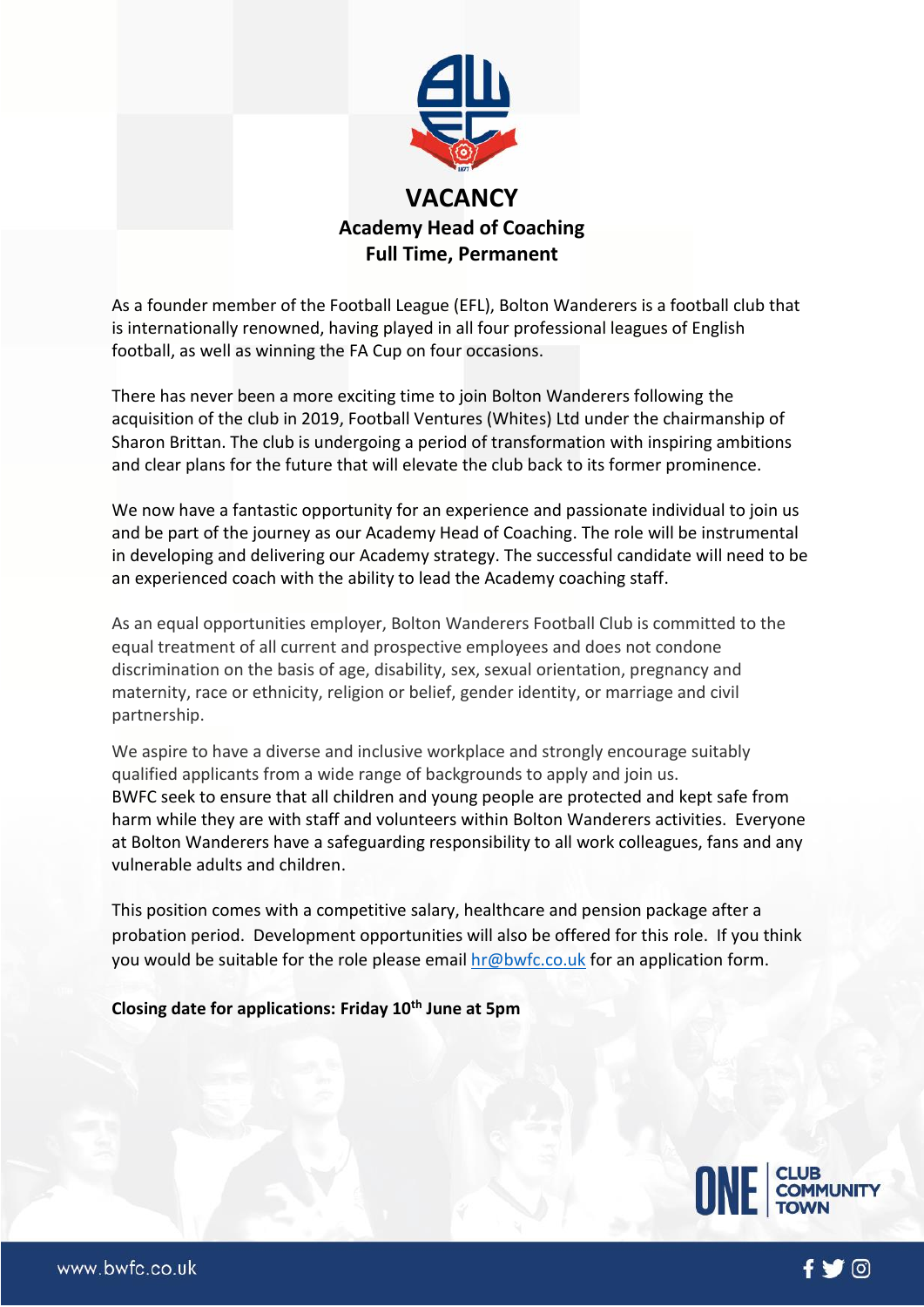# VACANCY

## Academy Head of Coaching
## Full Time, Permanent

As a founder member of the Football League (EFL), Bolton Wanderers is a football club that is internationally renowned, having played in all four professional leagues of English football, as well as winning the FA Cup on four occasions.

There has never been a more exciting time to join Bolton Wanderers following the acquisition of the club in 2019, Football Ventures (Whites) Ltd under the chairmanship of Sharon Brittan. The club is undergoing a period of transformation with inspiring ambitions and clear plans for the future that will elevate the club back to its former prominence.

We now have a fantastic opportunity for an experience and passionate individual to join us and be part of the journey as our Academy Head of Coaching. The role will be instrumental in developing and delivering our Academy strategy. The successful candidate will need to be an experienced coach with the ability to lead the Academy coaching staff.

As an equal opportunities employer, Bolton Wanderers Football Club is committed to the equal treatment of all current and prospective employees and does not condone discrimination on the basis of age, disability, sex, sexual orientation, pregnancy and maternity, race or ethnicity, religion or belief, gender identity, or marriage and civil partnership.

We aspire to have a diverse and inclusive workplace and strongly encourage suitably qualified applicants from a wide range of backgrounds to apply and join us.
BWFC seek to ensure that all children and young people are protected and kept safe from harm while they are with staff and volunteers within Bolton Wanderers activities. Everyone at Bolton Wanderers have a safeguarding responsibility to all work colleagues, fans and any vulnerable adults and children.

This position comes with a competitive salary, healthcare and pension package after a probation period. Development opportunities will also be offered for this role. If you think you would be suitable for the role please email hr@bwfc.co.uk for an application form.

**Closing date for applications: Friday 10th June at 5pm**

ONE CLUB COMMUNITY TOWN

www.bwfc.co.uk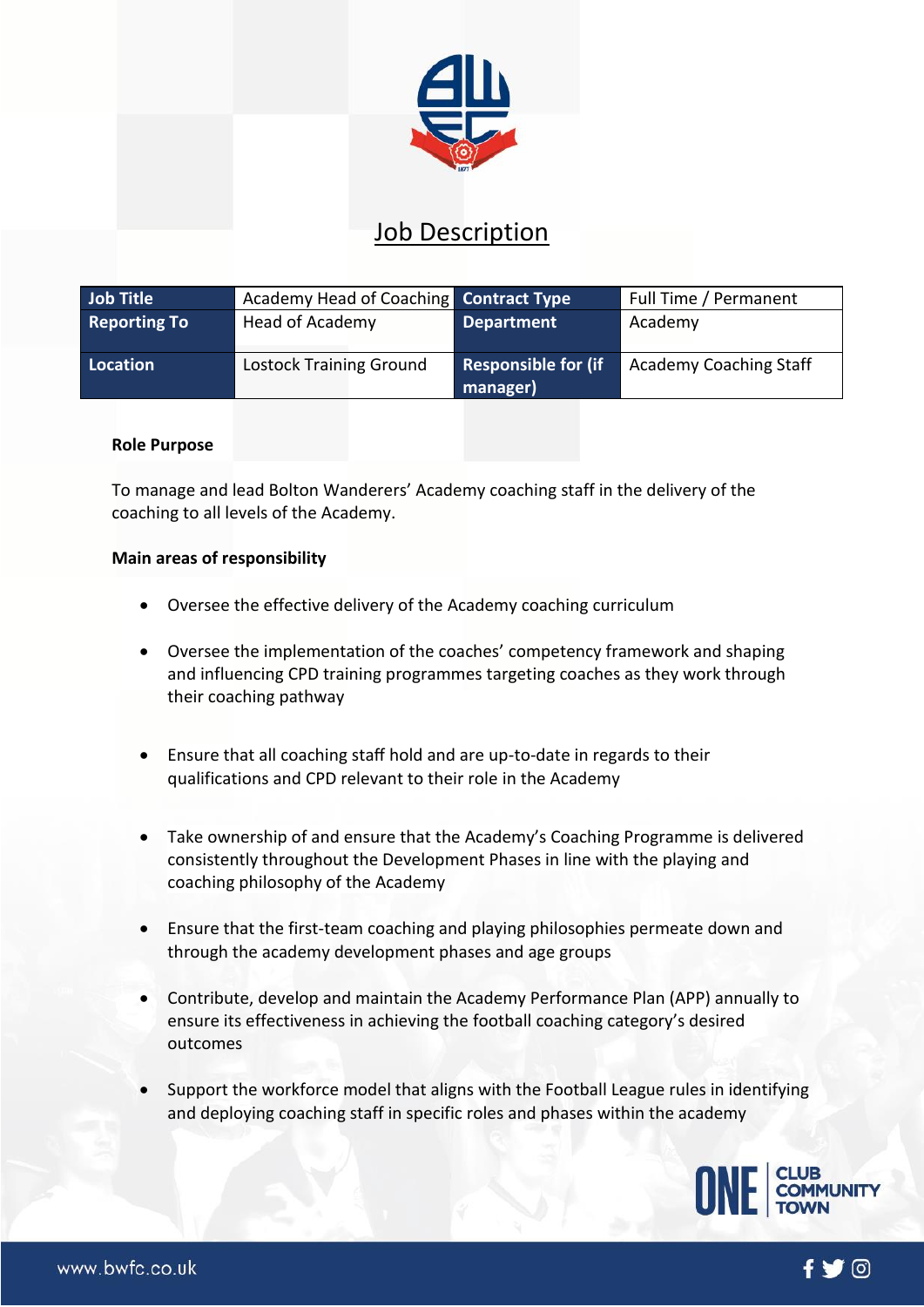# Job Description

| Job Title | Academy Head of Coaching | Contract Type | Full Time / Permanent |
|---|---|---|---|
| Reporting To | Head of Academy | Department | Academy |
| Location | Lostock Training Ground | Responsible for (if manager) | Academy Coaching Staff |

**Role Purpose**

To manage and lead Bolton Wanderers' Academy coaching staff in the delivery of the coaching to all levels of the Academy.

**Main areas of responsibility**

- Oversee the effective delivery of the Academy coaching curriculum
- Oversee the implementation of the coaches' competency framework and shaping and influencing CPD training programmes targeting coaches as they work through their coaching pathway
- Ensure that all coaching staff hold and are up-to-date in regards to their qualifications and CPD relevant to their role in the Academy
- Take ownership of and ensure that the Academy's Coaching Programme is delivered consistently throughout the Development Phases in line with the playing and coaching philosophy of the Academy
- Ensure that the first-team coaching and playing philosophies permeate down and through the academy development phases and age groups
- Contribute, develop and maintain the Academy Performance Plan (APP) annually to ensure its effectiveness in achieving the football coaching category's desired outcomes
- Support the workforce model that aligns with the Football League rules in identifying and deploying coaching staff in specific roles and phases within the academy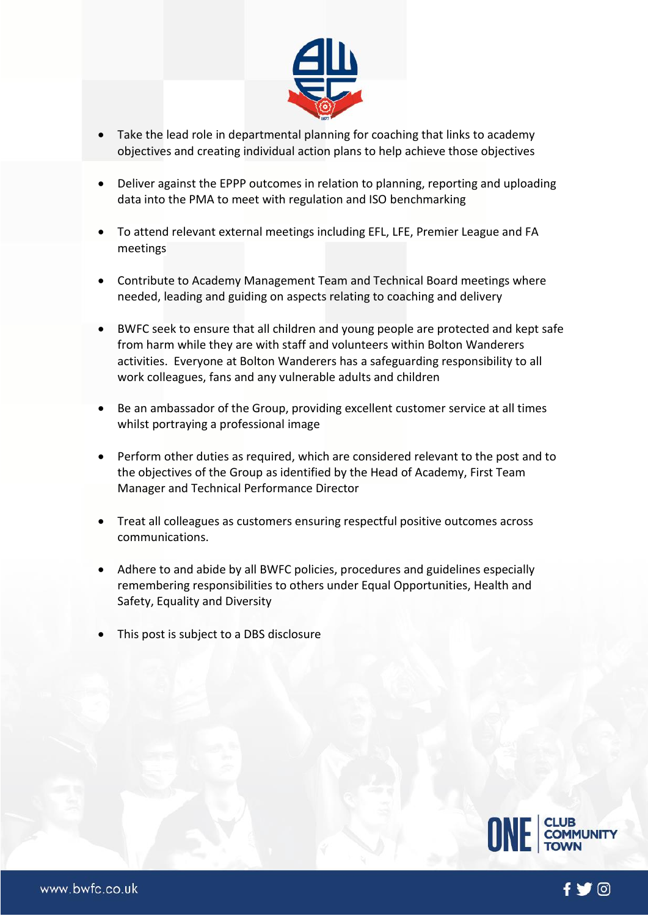- Take the lead role in departmental planning for coaching that links to academy objectives and creating individual action plans to help achieve those objectives

- Deliver against the EPPP outcomes in relation to planning, reporting and uploading data into the PMA to meet with regulation and ISO benchmarking

- To attend relevant external meetings including EFL, LFE, Premier League and FA meetings

- Contribute to Academy Management Team and Technical Board meetings where needed, leading and guiding on aspects relating to coaching and delivery

- BWFC seek to ensure that all children and young people are protected and kept safe from harm while they are with staff and volunteers within Bolton Wanderers activities. Everyone at Bolton Wanderers has a safeguarding responsibility to all work colleagues, fans and any vulnerable adults and children

- Be an ambassador of the Group, providing excellent customer service at all times whilst portraying a professional image

- Perform other duties as required, which are considered relevant to the post and to the objectives of the Group as identified by the Head of Academy, First Team Manager and Technical Performance Director

- Treat all colleagues as customers ensuring respectful positive outcomes across communications.

- Adhere to and abide by all BWFC policies, procedures and guidelines especially remembering responsibilities to others under Equal Opportunities, Health and Safety, Equality and Diversity

- This post is subject to a DBS disclosure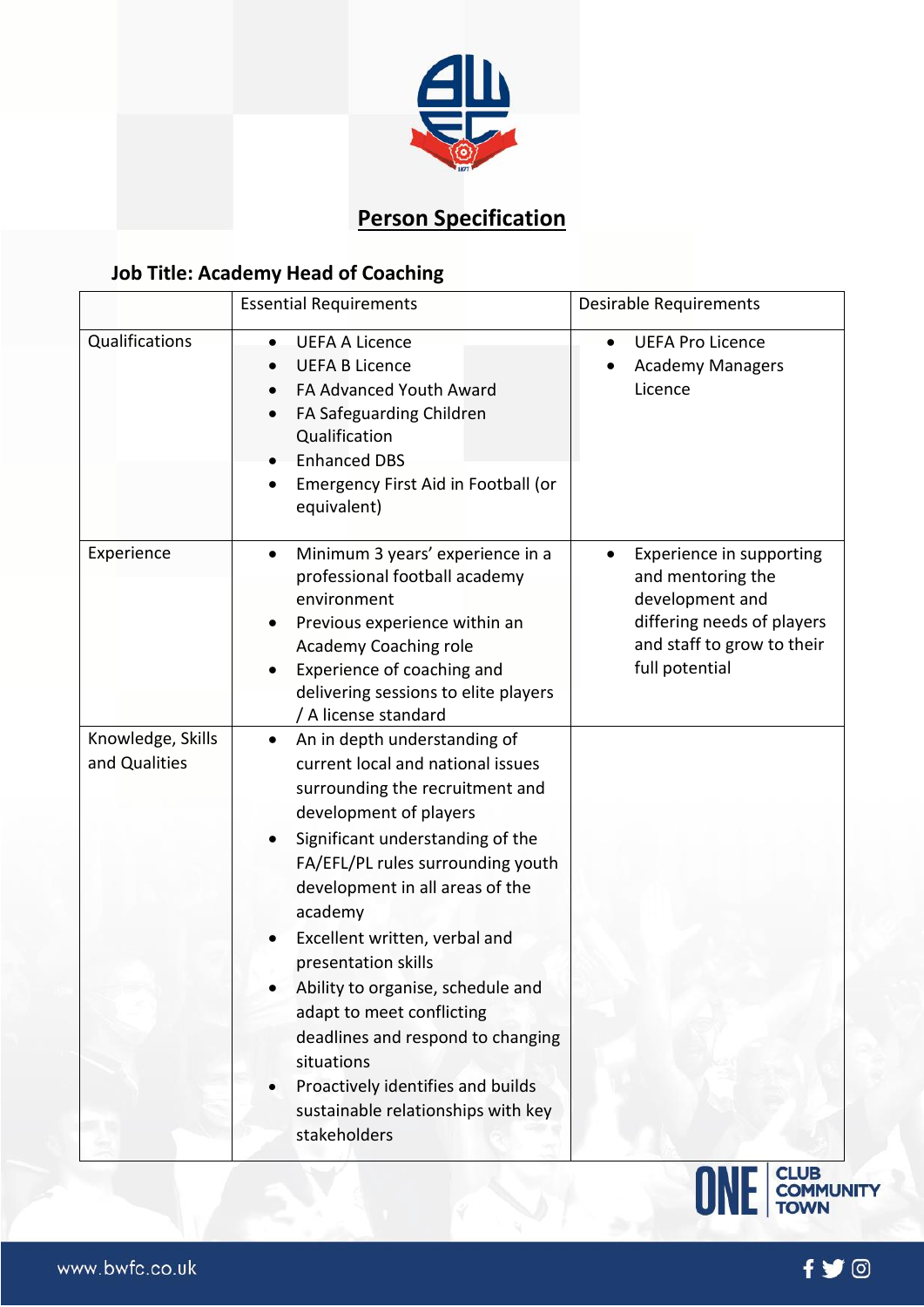## Person Specification

### Job Title: Academy Head of Coaching

| | Essential Requirements | Desirable Requirements |
|---|---|---|
| Qualifications | • UEFA A Licence<br>• UEFA B Licence<br>• FA Advanced Youth Award<br>• FA Safeguarding Children Qualification<br>• Enhanced DBS<br>• Emergency First Aid in Football (or equivalent) | • UEFA Pro Licence<br>• Academy Managers Licence |
| Experience | • Minimum 3 years' experience in a professional football academy environment<br>• Previous experience within an Academy Coaching role<br>• Experience of coaching and delivering sessions to elite players / A license standard | • Experience in supporting and mentoring the development and differing needs of players and staff to grow to their full potential |
| Knowledge, Skills and Qualities | • An in depth understanding of current local and national issues surrounding the recruitment and development of players<br>• Significant understanding of the FA/EFL/PL rules surrounding youth development in all areas of the academy<br>• Excellent written, verbal and presentation skills<br>• Ability to organise, schedule and adapt to meet conflicting deadlines and respond to changing situations<br>• Proactively identifies and builds sustainable relationships with key stakeholders | |